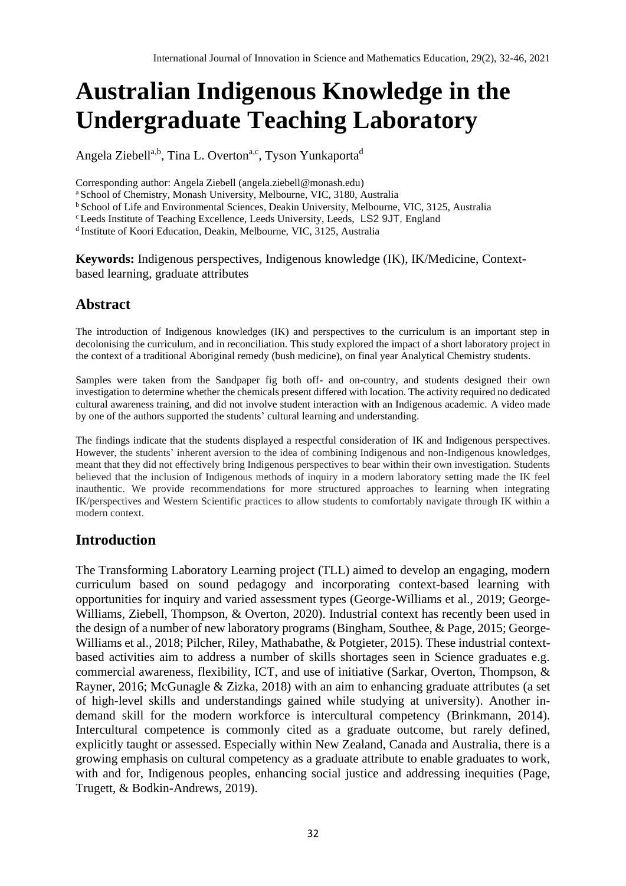# Australian Indigenous Knowledge in the Undergraduate Teaching Laboratory

Angela Ziebell[a,b], Tina L. Overton[a,c], Tyson Yunkaporta[d]

Corresponding author: Angela Ziebell (angela.ziebell@monash.edu)
[a] School of Chemistry, Monash University, Melbourne, VIC, 3180, Australia
[b] School of Life and Environmental Sciences, Deakin University, Melbourne, VIC, 3125, Australia
[c] Leeds Institute of Teaching Excellence, Leeds University, Leeds, LS2 9JT, England
[d] Institute of Koori Education, Deakin, Melbourne, VIC, 3125, Australia

**Keywords:** Indigenous perspectives, Indigenous knowledge (IK), IK/Medicine, Context-based learning, graduate attributes

## Abstract

The introduction of Indigenous knowledges (IK) and perspectives to the curriculum is an important step in decolonising the curriculum, and in reconciliation. This study explored the impact of a short laboratory project in the context of a traditional Aboriginal remedy (bush medicine), on final year Analytical Chemistry students.

Samples were taken from the Sandpaper fig both off- and on-country, and students designed their own investigation to determine whether the chemicals present differed with location. The activity required no dedicated cultural awareness training, and did not involve student interaction with an Indigenous academic. A video made by one of the authors supported the students' cultural learning and understanding.

The findings indicate that the students displayed a respectful consideration of IK and Indigenous perspectives. However, the students' inherent aversion to the idea of combining Indigenous and non-Indigenous knowledges, meant that they did not effectively bring Indigenous perspectives to bear within their own investigation. Students believed that the inclusion of Indigenous methods of inquiry in a modern laboratory setting made the IK feel inauthentic. We provide recommendations for more structured approaches to learning when integrating IK/perspectives and Western Scientific practices to allow students to comfortably navigate through IK within a modern context.

## Introduction

The Transforming Laboratory Learning project (TLL) aimed to develop an engaging, modern curriculum based on sound pedagogy and incorporating context-based learning with opportunities for inquiry and varied assessment types (George-Williams et al., 2019; George-Williams, Ziebell, Thompson, & Overton, 2020). Industrial context has recently been used in the design of a number of new laboratory programs (Bingham, Southee, & Page, 2015; George-Williams et al., 2018; Pilcher, Riley, Mathabathe, & Potgieter, 2015). These industrial context-based activities aim to address a number of skills shortages seen in Science graduates e.g. commercial awareness, flexibility, ICT, and use of initiative (Sarkar, Overton, Thompson, & Rayner, 2016; McGunagle & Zizka, 2018) with an aim to enhancing graduate attributes (a set of high-level skills and understandings gained while studying at university). Another in-demand skill for the modern workforce is intercultural competency (Brinkmann, 2014). Intercultural competence is commonly cited as a graduate outcome, but rarely defined, explicitly taught or assessed. Especially within New Zealand, Canada and Australia, there is a growing emphasis on cultural competency as a graduate attribute to enable graduates to work, with and for, Indigenous peoples, enhancing social justice and addressing inequities (Page, Trugett, & Bodkin-Andrews, 2019).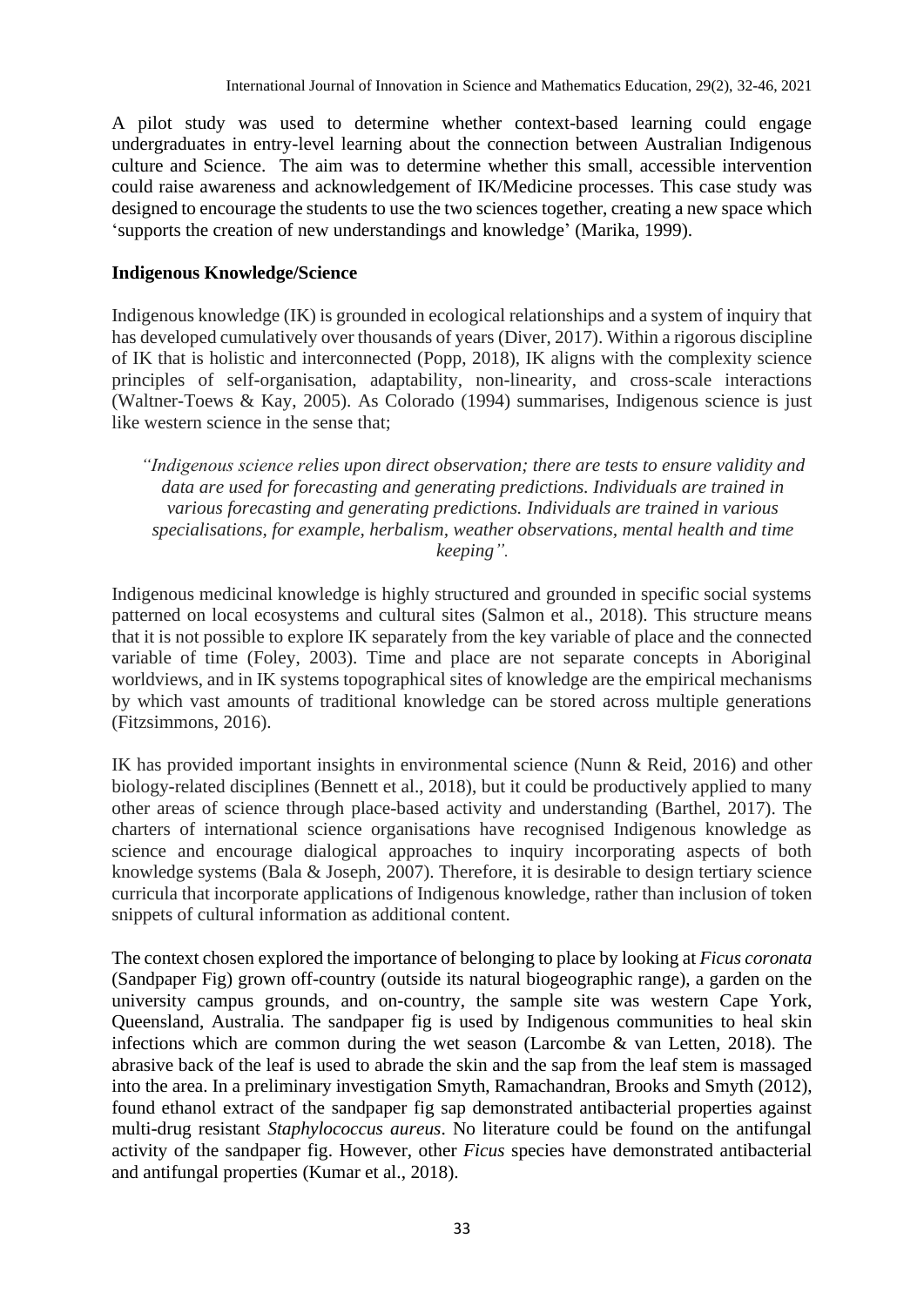A pilot study was used to determine whether context-based learning could engage undergraduates in entry-level learning about the connection between Australian Indigenous culture and Science. The aim was to determine whether this small, accessible intervention could raise awareness and acknowledgement of IK/Medicine processes. This case study was designed to encourage the students to use the two sciences together, creating a new space which 'supports the creation of new understandings and knowledge' (Marika, 1999).

**Indigenous Knowledge/Science**

Indigenous knowledge (IK) is grounded in ecological relationships and a system of inquiry that has developed cumulatively over thousands of years (Diver, 2017). Within a rigorous discipline of IK that is holistic and interconnected (Popp, 2018), IK aligns with the complexity science principles of self-organisation, adaptability, non-linearity, and cross-scale interactions (Waltner-Toews & Kay, 2005). As Colorado (1994) summarises, Indigenous science is just like western science in the sense that;

> *"Indigenous science relies upon direct observation; there are tests to ensure validity and data are used for forecasting and generating predictions. Individuals are trained in various forecasting and generating predictions. Individuals are trained in various specialisations, for example, herbalism, weather observations, mental health and time keeping".*

Indigenous medicinal knowledge is highly structured and grounded in specific social systems patterned on local ecosystems and cultural sites (Salmon et al., 2018). This structure means that it is not possible to explore IK separately from the key variable of place and the connected variable of time (Foley, 2003). Time and place are not separate concepts in Aboriginal worldviews, and in IK systems topographical sites of knowledge are the empirical mechanisms by which vast amounts of traditional knowledge can be stored across multiple generations (Fitzsimmons, 2016).

IK has provided important insights in environmental science (Nunn & Reid, 2016) and other biology-related disciplines (Bennett et al., 2018), but it could be productively applied to many other areas of science through place-based activity and understanding (Barthel, 2017). The charters of international science organisations have recognised Indigenous knowledge as science and encourage dialogical approaches to inquiry incorporating aspects of both knowledge systems (Bala & Joseph, 2007). Therefore, it is desirable to design tertiary science curricula that incorporate applications of Indigenous knowledge, rather than inclusion of token snippets of cultural information as additional content.

The context chosen explored the importance of belonging to place by looking at *Ficus coronata* (Sandpaper Fig) grown off-country (outside its natural biogeographic range), a garden on the university campus grounds, and on-country, the sample site was western Cape York, Queensland, Australia. The sandpaper fig is used by Indigenous communities to heal skin infections which are common during the wet season (Larcombe & van Letten, 2018). The abrasive back of the leaf is used to abrade the skin and the sap from the leaf stem is massaged into the area. In a preliminary investigation Smyth, Ramachandran, Brooks and Smyth (2012), found ethanol extract of the sandpaper fig sap demonstrated antibacterial properties against multi-drug resistant *Staphylococcus aureus*. No literature could be found on the antifungal activity of the sandpaper fig. However, other *Ficus* species have demonstrated antibacterial and antifungal properties (Kumar et al., 2018).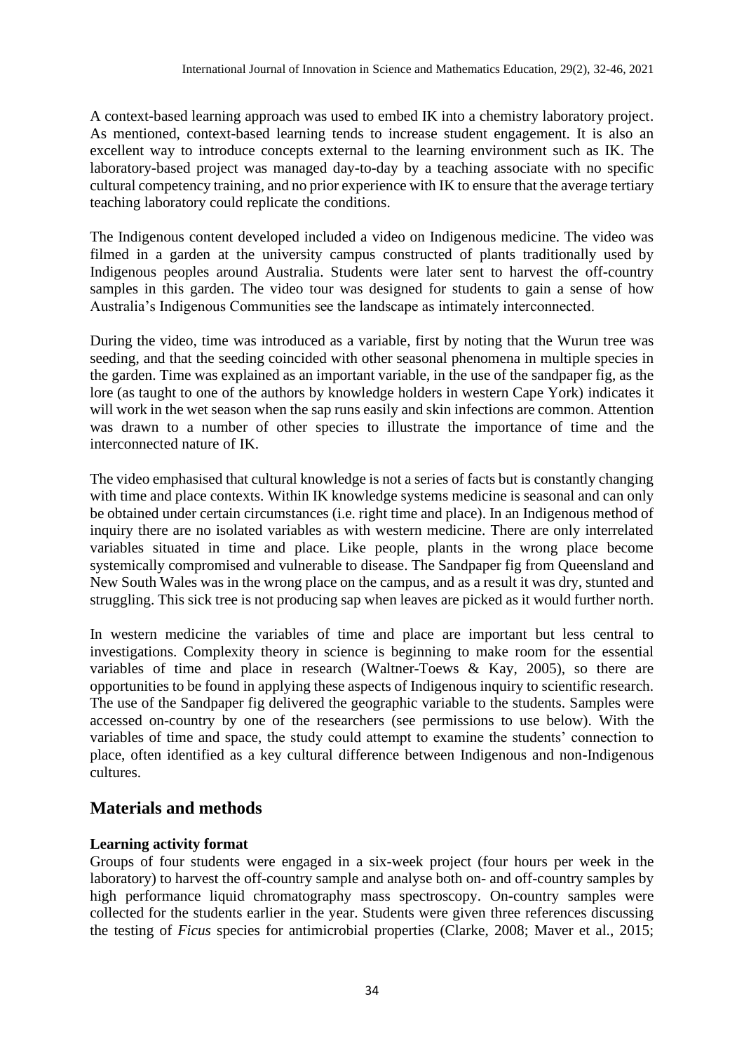A context-based learning approach was used to embed IK into a chemistry laboratory project. As mentioned, context-based learning tends to increase student engagement. It is also an excellent way to introduce concepts external to the learning environment such as IK. The laboratory-based project was managed day-to-day by a teaching associate with no specific cultural competency training, and no prior experience with IK to ensure that the average tertiary teaching laboratory could replicate the conditions.

The Indigenous content developed included a video on Indigenous medicine. The video was filmed in a garden at the university campus constructed of plants traditionally used by Indigenous peoples around Australia. Students were later sent to harvest the off-country samples in this garden. The video tour was designed for students to gain a sense of how Australia's Indigenous Communities see the landscape as intimately interconnected.

During the video, time was introduced as a variable, first by noting that the Wurun tree was seeding, and that the seeding coincided with other seasonal phenomena in multiple species in the garden. Time was explained as an important variable, in the use of the sandpaper fig, as the lore (as taught to one of the authors by knowledge holders in western Cape York) indicates it will work in the wet season when the sap runs easily and skin infections are common. Attention was drawn to a number of other species to illustrate the importance of time and the interconnected nature of IK.

The video emphasised that cultural knowledge is not a series of facts but is constantly changing with time and place contexts. Within IK knowledge systems medicine is seasonal and can only be obtained under certain circumstances (i.e. right time and place). In an Indigenous method of inquiry there are no isolated variables as with western medicine. There are only interrelated variables situated in time and place. Like people, plants in the wrong place become systemically compromised and vulnerable to disease. The Sandpaper fig from Queensland and New South Wales was in the wrong place on the campus, and as a result it was dry, stunted and struggling. This sick tree is not producing sap when leaves are picked as it would further north.

In western medicine the variables of time and place are important but less central to investigations. Complexity theory in science is beginning to make room for the essential variables of time and place in research (Waltner-Toews & Kay, 2005), so there are opportunities to be found in applying these aspects of Indigenous inquiry to scientific research. The use of the Sandpaper fig delivered the geographic variable to the students. Samples were accessed on-country by one of the researchers (see permissions to use below). With the variables of time and space, the study could attempt to examine the students' connection to place, often identified as a key cultural difference between Indigenous and non-Indigenous cultures.

## Materials and methods

### Learning activity format

Groups of four students were engaged in a six-week project (four hours per week in the laboratory) to harvest the off-country sample and analyse both on- and off-country samples by high performance liquid chromatography mass spectroscopy. On-country samples were collected for the students earlier in the year. Students were given three references discussing the testing of *Ficus* species for antimicrobial properties (Clarke, 2008; Maver et al., 2015;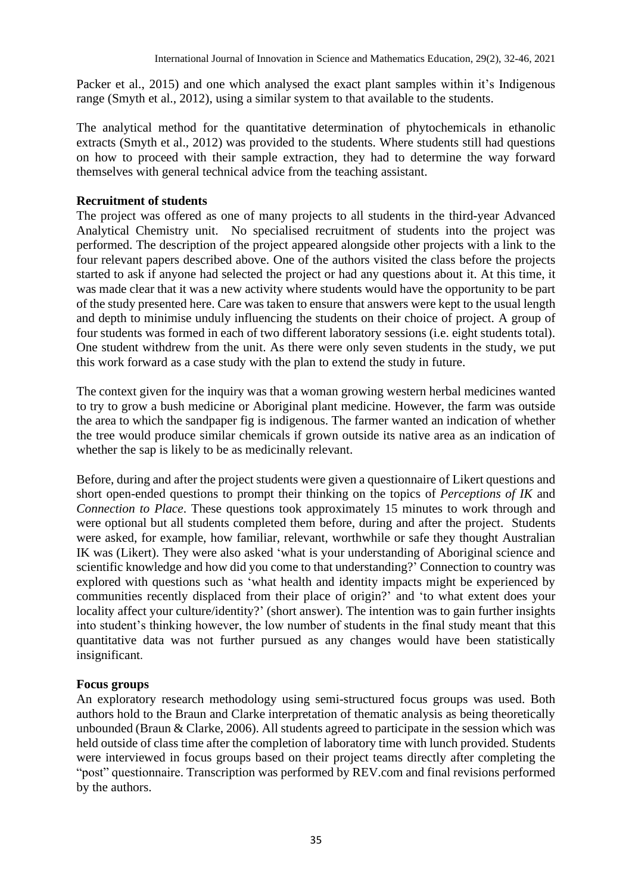Packer et al., 2015) and one which analysed the exact plant samples within it's Indigenous range (Smyth et al., 2012), using a similar system to that available to the students.

The analytical method for the quantitative determination of phytochemicals in ethanolic extracts (Smyth et al., 2012) was provided to the students. Where students still had questions on how to proceed with their sample extraction, they had to determine the way forward themselves with general technical advice from the teaching assistant.

**Recruitment of students**

The project was offered as one of many projects to all students in the third-year Advanced Analytical Chemistry unit. No specialised recruitment of students into the project was performed. The description of the project appeared alongside other projects with a link to the four relevant papers described above. One of the authors visited the class before the projects started to ask if anyone had selected the project or had any questions about it. At this time, it was made clear that it was a new activity where students would have the opportunity to be part of the study presented here. Care was taken to ensure that answers were kept to the usual length and depth to minimise unduly influencing the students on their choice of project. A group of four students was formed in each of two different laboratory sessions (i.e. eight students total). One student withdrew from the unit. As there were only seven students in the study, we put this work forward as a case study with the plan to extend the study in future.

The context given for the inquiry was that a woman growing western herbal medicines wanted to try to grow a bush medicine or Aboriginal plant medicine. However, the farm was outside the area to which the sandpaper fig is indigenous. The farmer wanted an indication of whether the tree would produce similar chemicals if grown outside its native area as an indication of whether the sap is likely to be as medicinally relevant.

Before, during and after the project students were given a questionnaire of Likert questions and short open-ended questions to prompt their thinking on the topics of *Perceptions of IK* and *Connection to Place*. These questions took approximately 15 minutes to work through and were optional but all students completed them before, during and after the project. Students were asked, for example, how familiar, relevant, worthwhile or safe they thought Australian IK was (Likert). They were also asked 'what is your understanding of Aboriginal science and scientific knowledge and how did you come to that understanding?' Connection to country was explored with questions such as 'what health and identity impacts might be experienced by communities recently displaced from their place of origin?' and 'to what extent does your locality affect your culture/identity?' (short answer). The intention was to gain further insights into student's thinking however, the low number of students in the final study meant that this quantitative data was not further pursued as any changes would have been statistically insignificant.

**Focus groups**

An exploratory research methodology using semi-structured focus groups was used. Both authors hold to the Braun and Clarke interpretation of thematic analysis as being theoretically unbounded (Braun & Clarke, 2006). All students agreed to participate in the session which was held outside of class time after the completion of laboratory time with lunch provided. Students were interviewed in focus groups based on their project teams directly after completing the "post" questionnaire. Transcription was performed by REV.com and final revisions performed by the authors.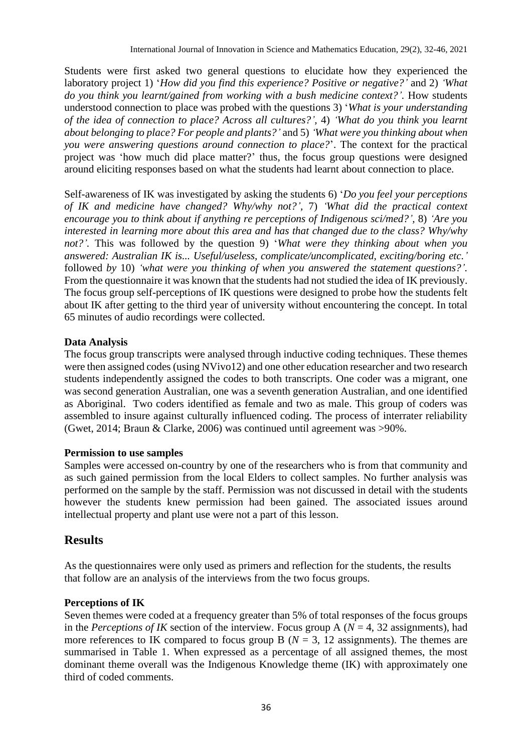Students were first asked two general questions to elucidate how they experienced the laboratory project 1) '*How did you find this experience? Positive or negative?*' and 2) *'What do you think you learnt/gained from working with a bush medicine context?'*. How students understood connection to place was probed with the questions 3) '*What is your understanding of the idea of connection to place? Across all cultures?'*, 4) *'What do you think you learnt about belonging to place? For people and plants?'* and 5) *'What were you thinking about when you were answering questions around connection to place?*'. The context for the practical project was 'how much did place matter?' thus, the focus group questions were designed around eliciting responses based on what the students had learnt about connection to place.

Self-awareness of IK was investigated by asking the students 6) '*Do you feel your perceptions of IK and medicine have changed? Why/why not?'*, 7) *'What did the practical context encourage you to think about if anything re perceptions of Indigenous sci/med?'*, 8) *'Are you interested in learning more about this area and has that changed due to the class? Why/why not?'*. This was followed by the question 9) '*What were they thinking about when you answered: Australian IK is... Useful/useless, complicate/uncomplicated, exciting/boring etc.'* followed *by* 10) *'what were you thinking of when you answered the statement questions?'*. From the questionnaire it was known that the students had not studied the idea of IK previously. The focus group self-perceptions of IK questions were designed to probe how the students felt about IK after getting to the third year of university without encountering the concept. In total 65 minutes of audio recordings were collected.

**Data Analysis**

The focus group transcripts were analysed through inductive coding techniques. These themes were then assigned codes (using NVivo12) and one other education researcher and two research students independently assigned the codes to both transcripts. One coder was a migrant, one was second generation Australian, one was a seventh generation Australian, and one identified as Aboriginal. Two coders identified as female and two as male. This group of coders was assembled to insure against culturally influenced coding. The process of interrater reliability (Gwet, 2014; Braun & Clarke, 2006) was continued until agreement was >90%.

**Permission to use samples**

Samples were accessed on-country by one of the researchers who is from that community and as such gained permission from the local Elders to collect samples. No further analysis was performed on the sample by the staff. Permission was not discussed in detail with the students however the students knew permission had been gained. The associated issues around intellectual property and plant use were not a part of this lesson.

## Results

As the questionnaires were only used as primers and reflection for the students, the results that follow are an analysis of the interviews from the two focus groups.

**Perceptions of IK**

Seven themes were coded at a frequency greater than 5% of total responses of the focus groups in the *Perceptions of IK* section of the interview. Focus group A ($N = 4$, 32 assignments), had more references to IK compared to focus group B ($N = 3$, 12 assignments). The themes are summarised in Table 1. When expressed as a percentage of all assigned themes, the most dominant theme overall was the Indigenous Knowledge theme (IK) with approximately one third of coded comments.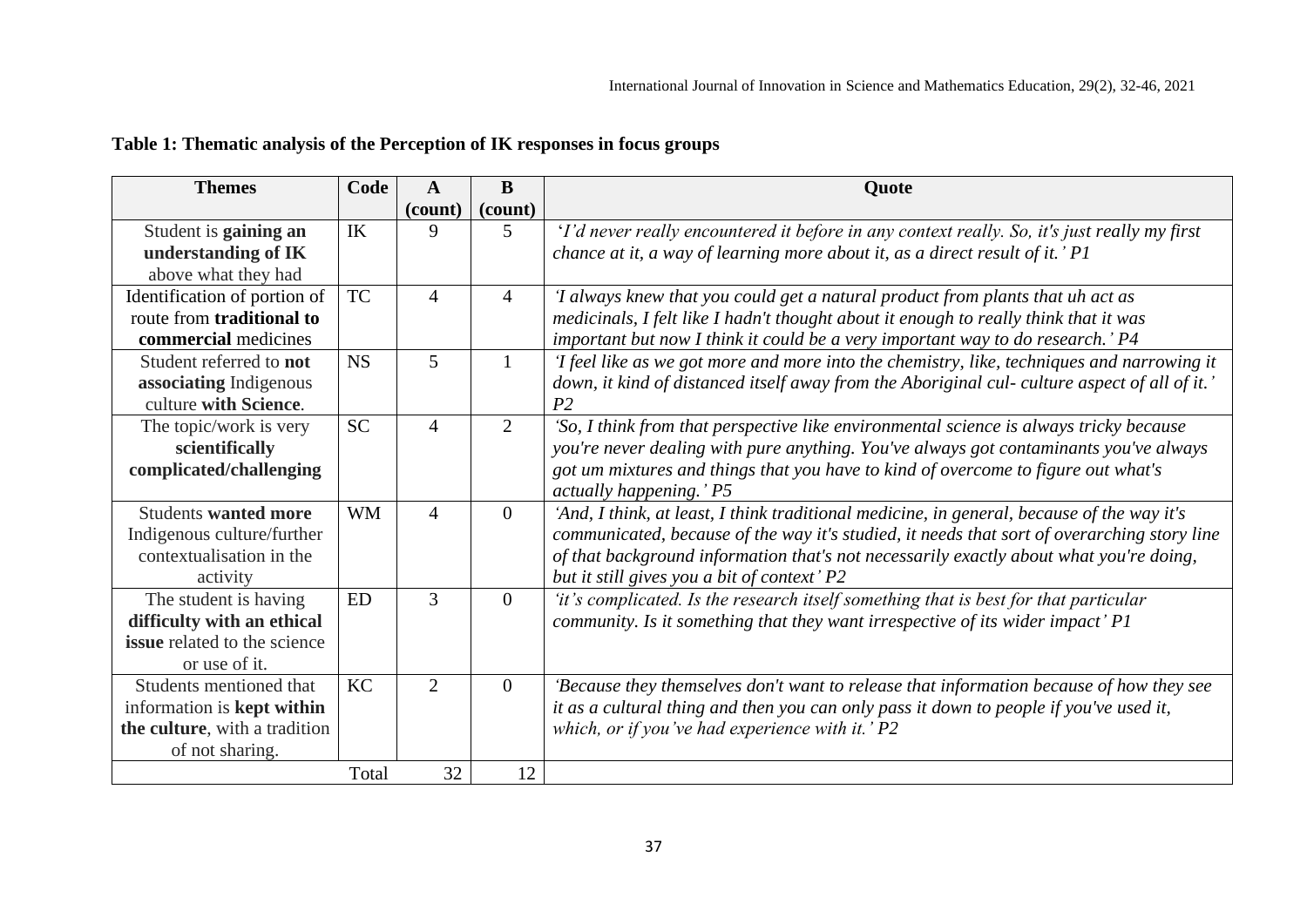**Table 1: Thematic analysis of the Perception of IK responses in focus groups**

| Themes | Code | A (count) | B (count) | Quote |
|---|---|---|---|---|
| Student is **gaining an understanding of IK** above what they had | IK | 9 | 5 | *'I'd never really encountered it before in any context really. So, it's just really my first chance at it, a way of learning more about it, as a direct result of it.' P1* |
| Identification of portion of route from **traditional to commercial** medicines | TC | 4 | 4 | *'I always knew that you could get a natural product from plants that uh act as medicinals, I felt like I hadn't thought about it enough to really think that it was important but now I think it could be a very important way to do research.' P4* |
| Student referred to **not associating** Indigenous culture **with Science**. | NS | 5 | 1 | *'I feel like as we got more and more into the chemistry, like, techniques and narrowing it down, it kind of distanced itself away from the Aboriginal cul- culture aspect of all of it.' P2* |
| The topic/work is very **scientifically complicated/challenging** | SC | 4 | 2 | *'So, I think from that perspective like environmental science is always tricky because you're never dealing with pure anything. You've always got contaminants you've always got um mixtures and things that you have to kind of overcome to figure out what's actually happening.' P5* |
| Students **wanted more** Indigenous culture/further contextualisation in the activity | WM | 4 | 0 | *'And, I think, at least, I think traditional medicine, in general, because of the way it's communicated, because of the way it's studied, it needs that sort of overarching story line of that background information that's not necessarily exactly about what you're doing, but it still gives you a bit of context' P2* |
| The student is having **difficulty with an ethical issue** related to the science or use of it. | ED | 3 | 0 | *'it's complicated. Is the research itself something that is best for that particular community. Is it something that they want irrespective of its wider impact' P1* |
| Students mentioned that information is **kept within the culture**, with a tradition of not sharing. | KC | 2 | 0 | *'Because they themselves don't want to release that information because of how they see it as a cultural thing and then you can only pass it down to people if you've used it, which, or if you've had experience with it.' P2* |
| | Total | 32 | 12 | |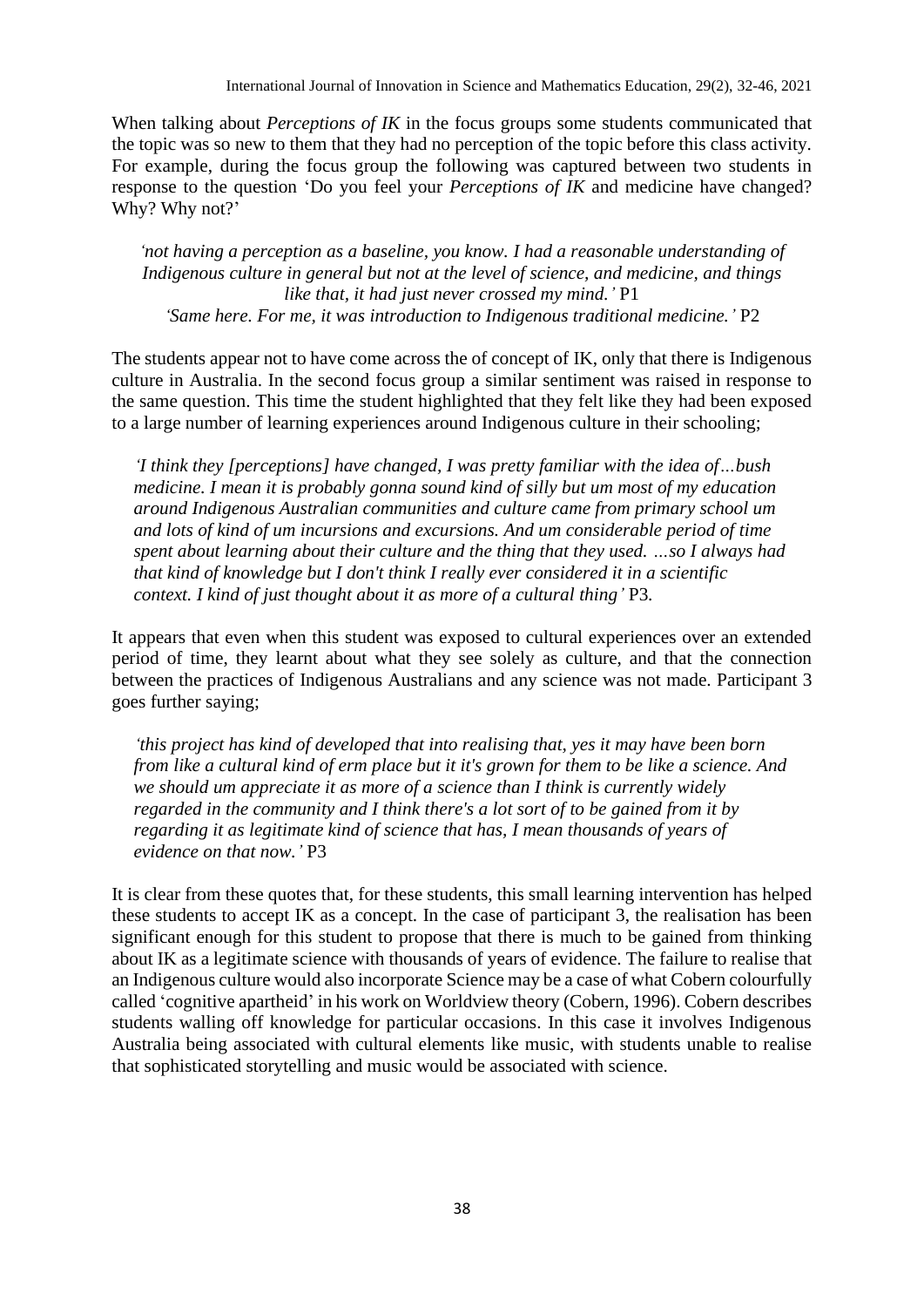When talking about *Perceptions of IK* in the focus groups some students communicated that the topic was so new to them that they had no perception of the topic before this class activity. For example, during the focus group the following was captured between two students in response to the question 'Do you feel your *Perceptions of IK* and medicine have changed? Why? Why not?'

> *'not having a perception as a baseline, you know. I had a reasonable understanding of Indigenous culture in general but not at the level of science, and medicine, and things like that, it had just never crossed my mind.'* P1
>
> *'Same here. For me, it was introduction to Indigenous traditional medicine.'* P2

The students appear not to have come across the of concept of IK, only that there is Indigenous culture in Australia. In the second focus group a similar sentiment was raised in response to the same question. This time the student highlighted that they felt like they had been exposed to a large number of learning experiences around Indigenous culture in their schooling;

> *'I think they [perceptions] have changed, I was pretty familiar with the idea of…bush medicine. I mean it is probably gonna sound kind of silly but um most of my education around Indigenous Australian communities and culture came from primary school um and lots of kind of um incursions and excursions. And um considerable period of time spent about learning about their culture and the thing that they used. …so I always had that kind of knowledge but I don't think I really ever considered it in a scientific context. I kind of just thought about it as more of a cultural thing'* P3.

It appears that even when this student was exposed to cultural experiences over an extended period of time, they learnt about what they see solely as culture, and that the connection between the practices of Indigenous Australians and any science was not made. Participant 3 goes further saying;

> *'this project has kind of developed that into realising that, yes it may have been born from like a cultural kind of erm place but it it's grown for them to be like a science. And we should um appreciate it as more of a science than I think is currently widely regarded in the community and I think there's a lot sort of to be gained from it by regarding it as legitimate kind of science that has, I mean thousands of years of evidence on that now.'* P3

It is clear from these quotes that, for these students, this small learning intervention has helped these students to accept IK as a concept. In the case of participant 3, the realisation has been significant enough for this student to propose that there is much to be gained from thinking about IK as a legitimate science with thousands of years of evidence. The failure to realise that an Indigenous culture would also incorporate Science may be a case of what Cobern colourfully called 'cognitive apartheid' in his work on Worldview theory (Cobern, 1996). Cobern describes students walling off knowledge for particular occasions. In this case it involves Indigenous Australia being associated with cultural elements like music, with students unable to realise that sophisticated storytelling and music would be associated with science.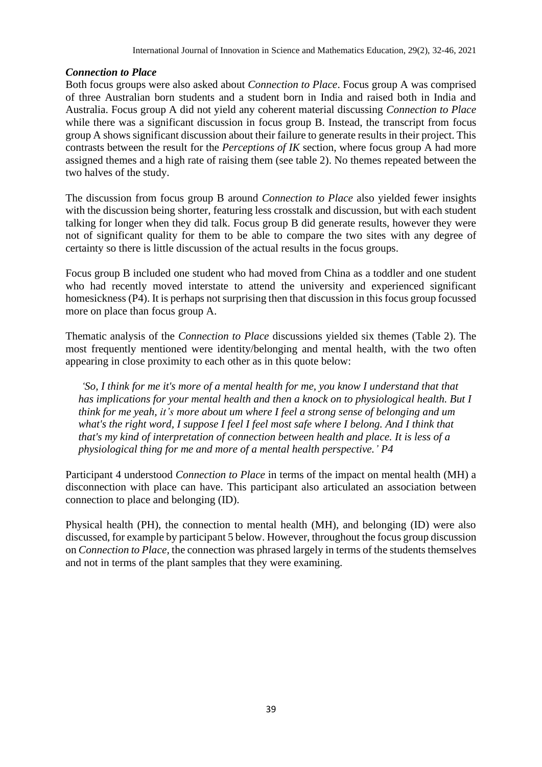### *Connection to Place*

Both focus groups were also asked about *Connection to Place*. Focus group A was comprised of three Australian born students and a student born in India and raised both in India and Australia. Focus group A did not yield any coherent material discussing *Connection to Place* while there was a significant discussion in focus group B. Instead, the transcript from focus group A shows significant discussion about their failure to generate results in their project. This contrasts between the result for the *Perceptions of IK* section, where focus group A had more assigned themes and a high rate of raising them (see table 2). No themes repeated between the two halves of the study.

The discussion from focus group B around *Connection to Place* also yielded fewer insights with the discussion being shorter, featuring less crosstalk and discussion, but with each student talking for longer when they did talk. Focus group B did generate results, however they were not of significant quality for them to be able to compare the two sites with any degree of certainty so there is little discussion of the actual results in the focus groups.

Focus group B included one student who had moved from China as a toddler and one student who had recently moved interstate to attend the university and experienced significant homesickness (P4). It is perhaps not surprising then that discussion in this focus group focussed more on place than focus group A.

Thematic analysis of the *Connection to Place* discussions yielded six themes (Table 2). The most frequently mentioned were identity/belonging and mental health, with the two often appearing in close proximity to each other as in this quote below:

> *'So, I think for me it's more of a mental health for me, you know I understand that that has implications for your mental health and then a knock on to physiological health. But I think for me yeah, it's more about um where I feel a strong sense of belonging and um what's the right word, I suppose I feel I feel most safe where I belong. And I think that that's my kind of interpretation of connection between health and place. It is less of a physiological thing for me and more of a mental health perspective.' P4*

Participant 4 understood *Connection to Place* in terms of the impact on mental health (MH) a disconnection with place can have. This participant also articulated an association between connection to place and belonging (ID).

Physical health (PH), the connection to mental health (MH), and belonging (ID) were also discussed, for example by participant 5 below. However, throughout the focus group discussion on *Connection to Place*, the connection was phrased largely in terms of the students themselves and not in terms of the plant samples that they were examining.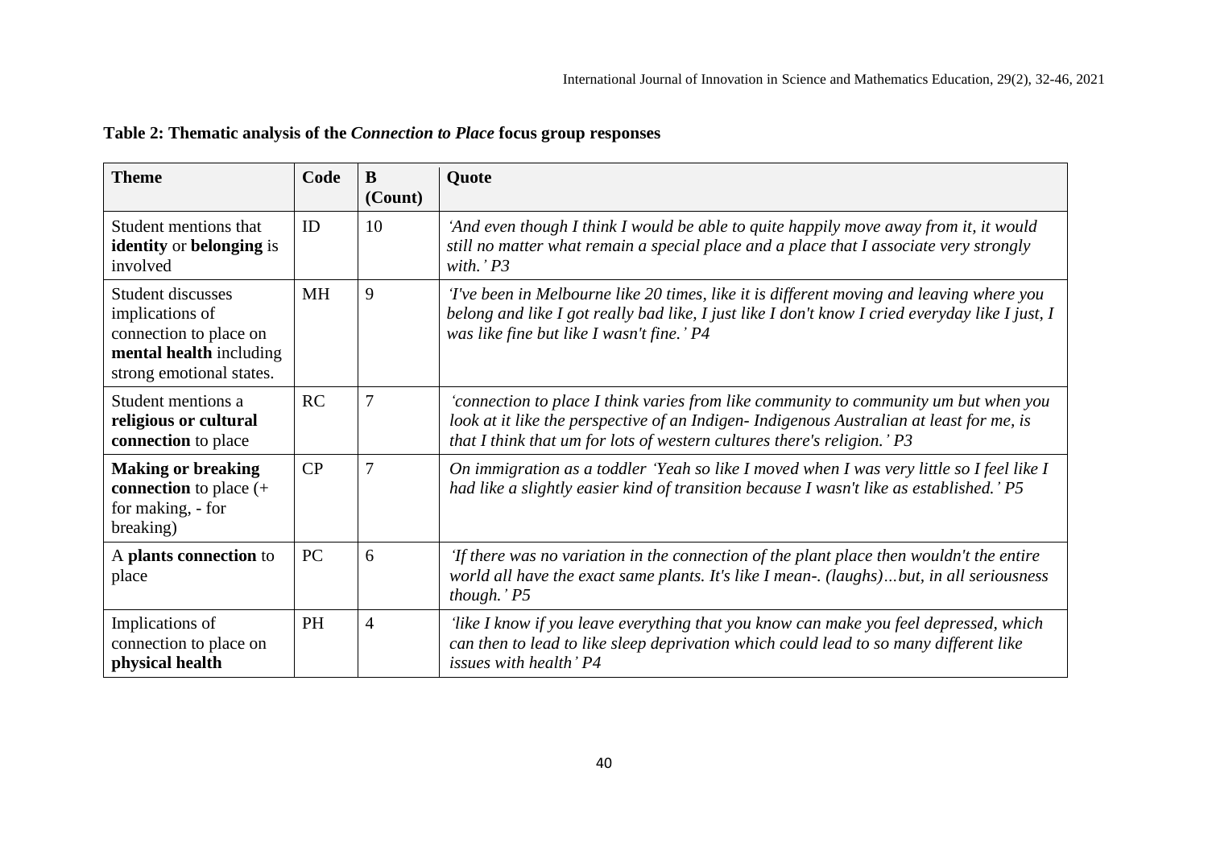**Table 2: Thematic analysis of the *Connection to Place* focus group responses**

| Theme | Code | B (Count) | Quote |
|---|---|---|---|
| Student mentions that **identity** or **belonging** is involved | ID | 10 | *'And even though I think I would be able to quite happily move away from it, it would still no matter what remain a special place and a place that I associate very strongly with.' P3* |
| Student discusses implications of connection to place on **mental health** including strong emotional states. | MH | 9 | *'I've been in Melbourne like 20 times, like it is different moving and leaving where you belong and like I got really bad like, I just like I don't know I cried everyday like I just, I was like fine but like I wasn't fine.' P4* |
| Student mentions a **religious or cultural connection** to place | RC | 7 | *'connection to place I think varies from like community to community um but when you look at it like the perspective of an Indigen- Indigenous Australian at least for me, is that I think that um for lots of western cultures there's religion.' P3* |
| **Making or breaking connection** to place (+ for making, - for breaking) | CP | 7 | *On immigration as a toddler 'Yeah so like I moved when I was very little so I feel like I had like a slightly easier kind of transition because I wasn't like as established.' P5* |
| A **plants connection** to place | PC | 6 | *'If there was no variation in the connection of the plant place then wouldn't the entire world all have the exact same plants. It's like I mean-. (laughs)…but, in all seriousness though.' P5* |
| Implications of connection to place on **physical health** | PH | 4 | *'like I know if you leave everything that you know can make you feel depressed, which can then to lead to like sleep deprivation which could lead to so many different like issues with health' P4* |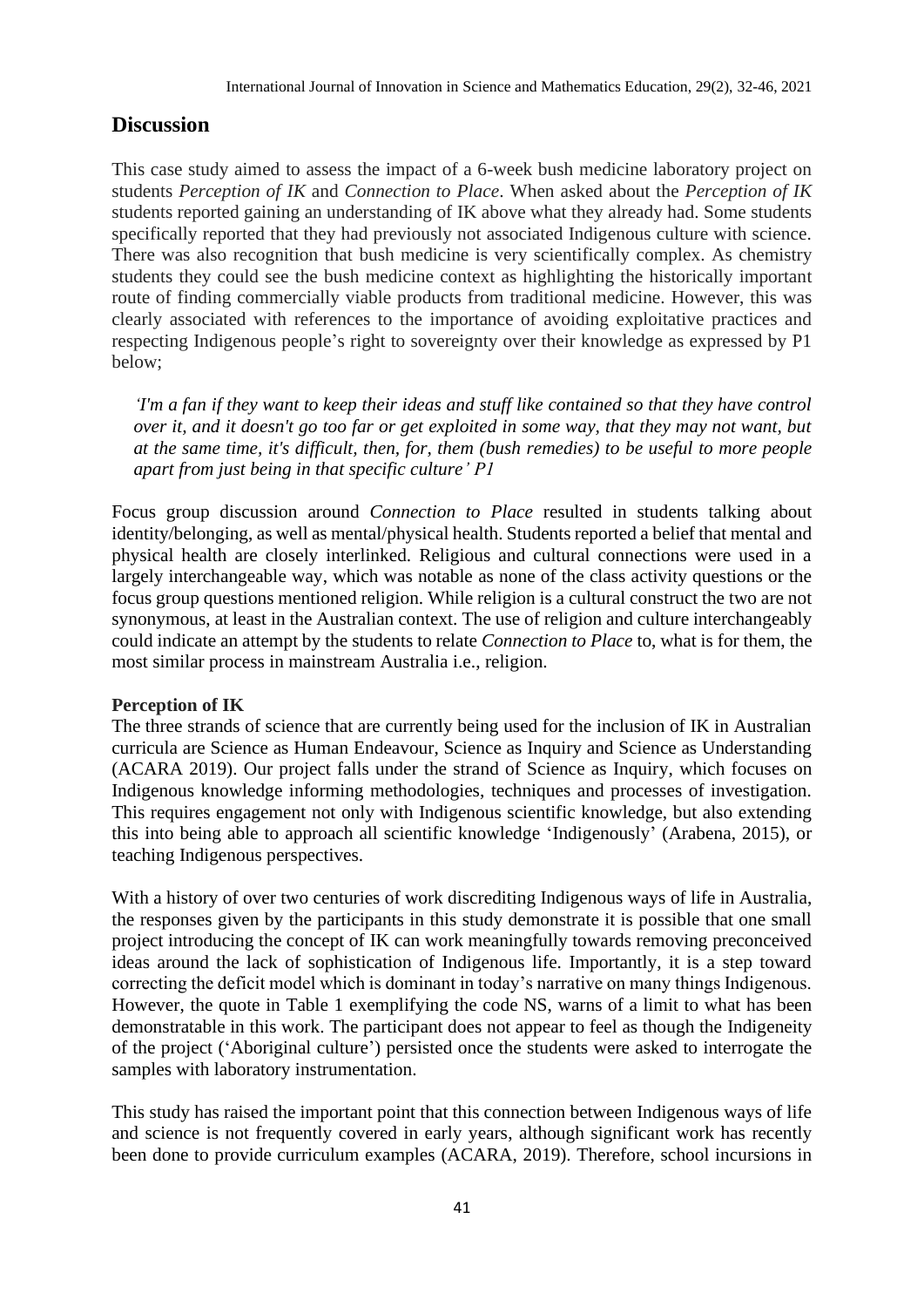## Discussion

This case study aimed to assess the impact of a 6-week bush medicine laboratory project on students *Perception of IK* and *Connection to Place*. When asked about the *Perception of IK* students reported gaining an understanding of IK above what they already had. Some students specifically reported that they had previously not associated Indigenous culture with science. There was also recognition that bush medicine is very scientifically complex. As chemistry students they could see the bush medicine context as highlighting the historically important route of finding commercially viable products from traditional medicine. However, this was clearly associated with references to the importance of avoiding exploitative practices and respecting Indigenous people's right to sovereignty over their knowledge as expressed by P1 below;

> *'I'm a fan if they want to keep their ideas and stuff like contained so that they have control over it, and it doesn't go too far or get exploited in some way, that they may not want, but at the same time, it's difficult, then, for, them (bush remedies) to be useful to more people apart from just being in that specific culture' P1*

Focus group discussion around *Connection to Place* resulted in students talking about identity/belonging, as well as mental/physical health. Students reported a belief that mental and physical health are closely interlinked. Religious and cultural connections were used in a largely interchangeable way, which was notable as none of the class activity questions or the focus group questions mentioned religion. While religion is a cultural construct the two are not synonymous, at least in the Australian context. The use of religion and culture interchangeably could indicate an attempt by the students to relate *Connection to Place* to, what is for them, the most similar process in mainstream Australia i.e., religion.

**Perception of IK**

The three strands of science that are currently being used for the inclusion of IK in Australian curricula are Science as Human Endeavour, Science as Inquiry and Science as Understanding (ACARA 2019). Our project falls under the strand of Science as Inquiry, which focuses on Indigenous knowledge informing methodologies, techniques and processes of investigation. This requires engagement not only with Indigenous scientific knowledge, but also extending this into being able to approach all scientific knowledge 'Indigenously' (Arabena, 2015), or teaching Indigenous perspectives.

With a history of over two centuries of work discrediting Indigenous ways of life in Australia, the responses given by the participants in this study demonstrate it is possible that one small project introducing the concept of IK can work meaningfully towards removing preconceived ideas around the lack of sophistication of Indigenous life. Importantly, it is a step toward correcting the deficit model which is dominant in today's narrative on many things Indigenous. However, the quote in Table 1 exemplifying the code NS, warns of a limit to what has been demonstratable in this work. The participant does not appear to feel as though the Indigeneity of the project ('Aboriginal culture') persisted once the students were asked to interrogate the samples with laboratory instrumentation.

This study has raised the important point that this connection between Indigenous ways of life and science is not frequently covered in early years, although significant work has recently been done to provide curriculum examples (ACARA, 2019). Therefore, school incursions in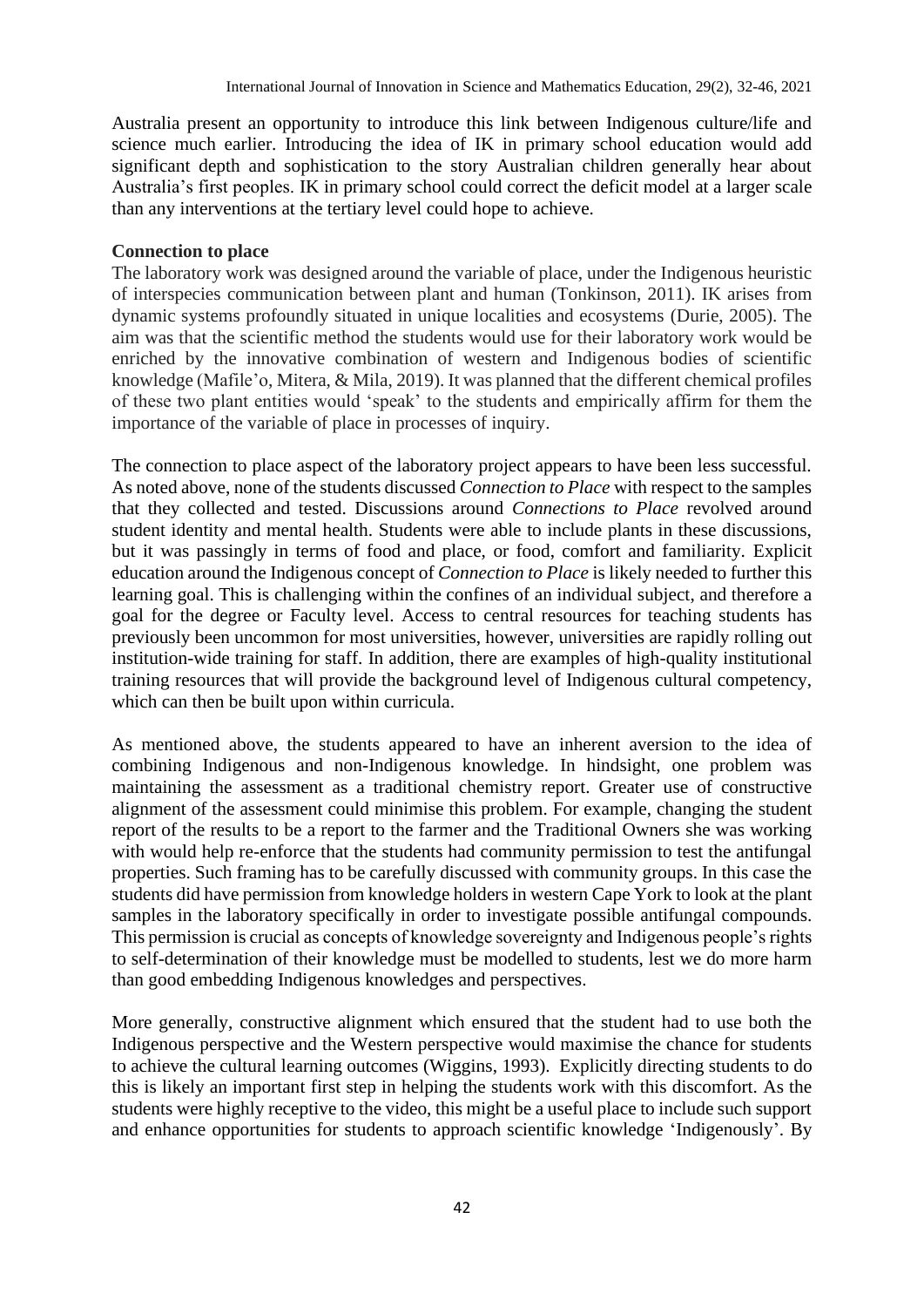Australia present an opportunity to introduce this link between Indigenous culture/life and science much earlier. Introducing the idea of IK in primary school education would add significant depth and sophistication to the story Australian children generally hear about Australia's first peoples. IK in primary school could correct the deficit model at a larger scale than any interventions at the tertiary level could hope to achieve.

**Connection to place**

The laboratory work was designed around the variable of place, under the Indigenous heuristic of interspecies communication between plant and human (Tonkinson, 2011). IK arises from dynamic systems profoundly situated in unique localities and ecosystems (Durie, 2005). The aim was that the scientific method the students would use for their laboratory work would be enriched by the innovative combination of western and Indigenous bodies of scientific knowledge (Mafile'o, Mitera, & Mila, 2019). It was planned that the different chemical profiles of these two plant entities would 'speak' to the students and empirically affirm for them the importance of the variable of place in processes of inquiry.

The connection to place aspect of the laboratory project appears to have been less successful. As noted above, none of the students discussed *Connection to Place* with respect to the samples that they collected and tested. Discussions around *Connections to Place* revolved around student identity and mental health. Students were able to include plants in these discussions, but it was passingly in terms of food and place, or food, comfort and familiarity. Explicit education around the Indigenous concept of *Connection to Place* is likely needed to further this learning goal. This is challenging within the confines of an individual subject, and therefore a goal for the degree or Faculty level. Access to central resources for teaching students has previously been uncommon for most universities, however, universities are rapidly rolling out institution-wide training for staff. In addition, there are examples of high-quality institutional training resources that will provide the background level of Indigenous cultural competency, which can then be built upon within curricula.

As mentioned above, the students appeared to have an inherent aversion to the idea of combining Indigenous and non-Indigenous knowledge. In hindsight, one problem was maintaining the assessment as a traditional chemistry report. Greater use of constructive alignment of the assessment could minimise this problem. For example, changing the student report of the results to be a report to the farmer and the Traditional Owners she was working with would help re-enforce that the students had community permission to test the antifungal properties. Such framing has to be carefully discussed with community groups. In this case the students did have permission from knowledge holders in western Cape York to look at the plant samples in the laboratory specifically in order to investigate possible antifungal compounds. This permission is crucial as concepts of knowledge sovereignty and Indigenous people's rights to self-determination of their knowledge must be modelled to students, lest we do more harm than good embedding Indigenous knowledges and perspectives.

More generally, constructive alignment which ensured that the student had to use both the Indigenous perspective and the Western perspective would maximise the chance for students to achieve the cultural learning outcomes (Wiggins, 1993). Explicitly directing students to do this is likely an important first step in helping the students work with this discomfort. As the students were highly receptive to the video, this might be a useful place to include such support and enhance opportunities for students to approach scientific knowledge 'Indigenously'. By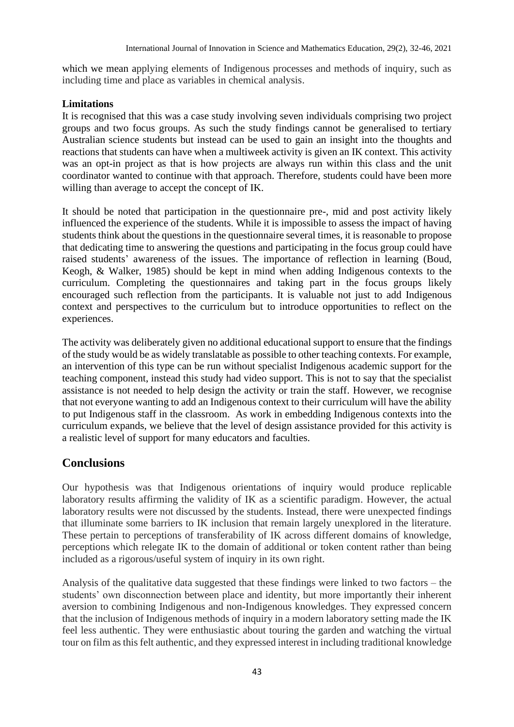which we mean applying elements of Indigenous processes and methods of inquiry, such as including time and place as variables in chemical analysis.

**Limitations**

It is recognised that this was a case study involving seven individuals comprising two project groups and two focus groups. As such the study findings cannot be generalised to tertiary Australian science students but instead can be used to gain an insight into the thoughts and reactions that students can have when a multiweek activity is given an IK context. This activity was an opt-in project as that is how projects are always run within this class and the unit coordinator wanted to continue with that approach. Therefore, students could have been more willing than average to accept the concept of IK.

It should be noted that participation in the questionnaire pre-, mid and post activity likely influenced the experience of the students. While it is impossible to assess the impact of having students think about the questions in the questionnaire several times, it is reasonable to propose that dedicating time to answering the questions and participating in the focus group could have raised students' awareness of the issues. The importance of reflection in learning (Boud, Keogh, & Walker, 1985) should be kept in mind when adding Indigenous contexts to the curriculum. Completing the questionnaires and taking part in the focus groups likely encouraged such reflection from the participants. It is valuable not just to add Indigenous context and perspectives to the curriculum but to introduce opportunities to reflect on the experiences.

The activity was deliberately given no additional educational support to ensure that the findings of the study would be as widely translatable as possible to other teaching contexts. For example, an intervention of this type can be run without specialist Indigenous academic support for the teaching component, instead this study had video support. This is not to say that the specialist assistance is not needed to help design the activity or train the staff. However, we recognise that not everyone wanting to add an Indigenous context to their curriculum will have the ability to put Indigenous staff in the classroom. As work in embedding Indigenous contexts into the curriculum expands, we believe that the level of design assistance provided for this activity is a realistic level of support for many educators and faculties.

## Conclusions

Our hypothesis was that Indigenous orientations of inquiry would produce replicable laboratory results affirming the validity of IK as a scientific paradigm. However, the actual laboratory results were not discussed by the students. Instead, there were unexpected findings that illuminate some barriers to IK inclusion that remain largely unexplored in the literature. These pertain to perceptions of transferability of IK across different domains of knowledge, perceptions which relegate IK to the domain of additional or token content rather than being included as a rigorous/useful system of inquiry in its own right.

Analysis of the qualitative data suggested that these findings were linked to two factors – the students' own disconnection between place and identity, but more importantly their inherent aversion to combining Indigenous and non-Indigenous knowledges. They expressed concern that the inclusion of Indigenous methods of inquiry in a modern laboratory setting made the IK feel less authentic. They were enthusiastic about touring the garden and watching the virtual tour on film as this felt authentic, and they expressed interest in including traditional knowledge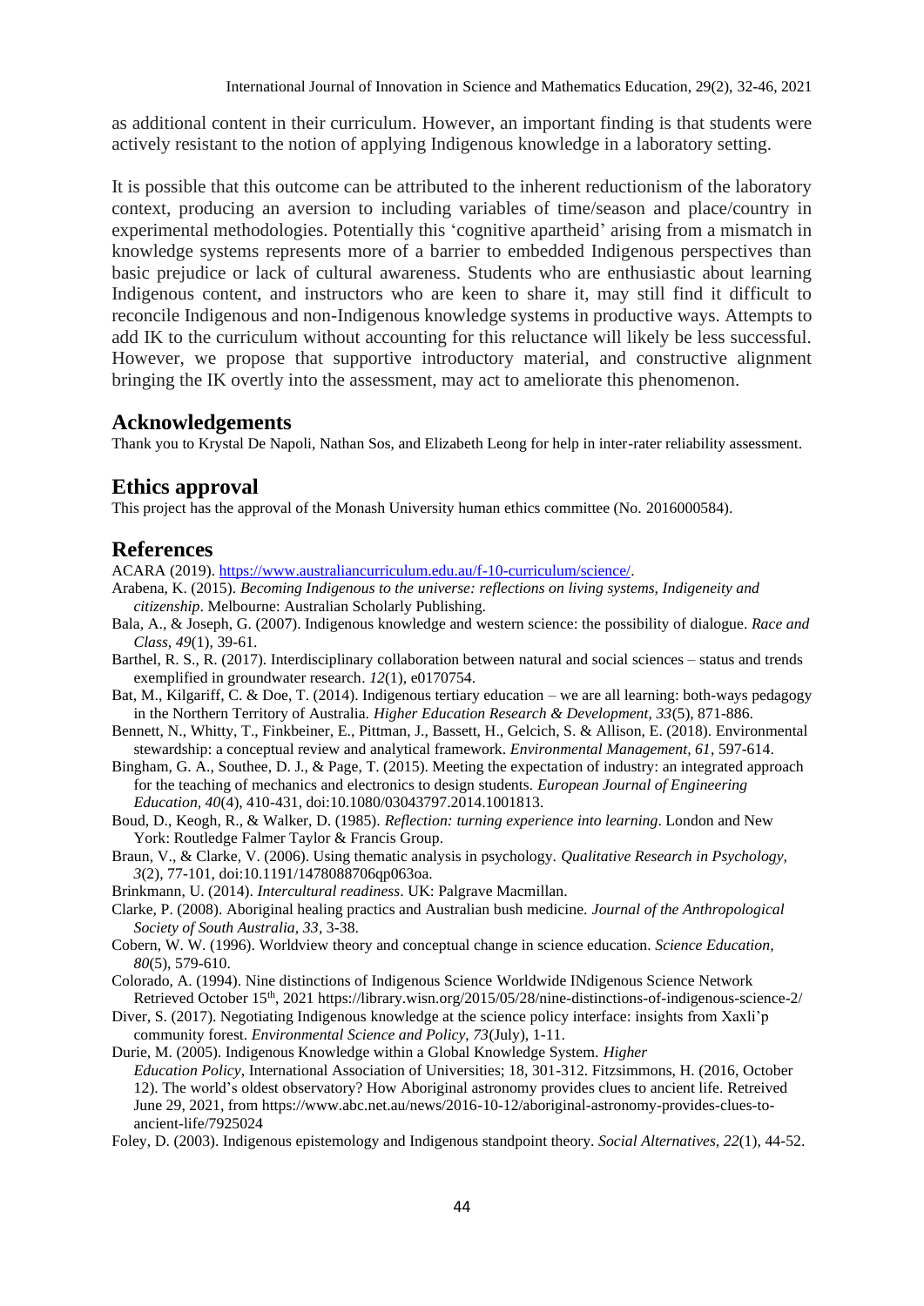as additional content in their curriculum. However, an important finding is that students were actively resistant to the notion of applying Indigenous knowledge in a laboratory setting.

It is possible that this outcome can be attributed to the inherent reductionism of the laboratory context, producing an aversion to including variables of time/season and place/country in experimental methodologies. Potentially this 'cognitive apartheid' arising from a mismatch in knowledge systems represents more of a barrier to embedded Indigenous perspectives than basic prejudice or lack of cultural awareness. Students who are enthusiastic about learning Indigenous content, and instructors who are keen to share it, may still find it difficult to reconcile Indigenous and non-Indigenous knowledge systems in productive ways. Attempts to add IK to the curriculum without accounting for this reluctance will likely be less successful. However, we propose that supportive introductory material, and constructive alignment bringing the IK overtly into the assessment, may act to ameliorate this phenomenon.

## Acknowledgements

Thank you to Krystal De Napoli, Nathan Sos, and Elizabeth Leong for help in inter-rater reliability assessment.

## Ethics approval

This project has the approval of the Monash University human ethics committee (No. 2016000584).

## References

ACARA (2019). https://www.australiancurriculum.edu.au/f-10-curriculum/science/.

Arabena, K. (2015). *Becoming Indigenous to the universe: reflections on living systems, Indigeneity and citizenship*. Melbourne: Australian Scholarly Publishing.

Bala, A., & Joseph, G. (2007). Indigenous knowledge and western science: the possibility of dialogue. *Race and Class, 49*(1), 39-61.

Barthel, R. S., R. (2017). Interdisciplinary collaboration between natural and social sciences – status and trends exemplified in groundwater research. *12*(1), e0170754.

Bat, M., Kilgariff, C. & Doe, T. (2014). Indigenous tertiary education – we are all learning: both-ways pedagogy in the Northern Territory of Australia. *Higher Education Research & Development, 33*(5), 871-886.

Bennett, N., Whitty, T., Finkbeiner, E., Pittman, J., Bassett, H., Gelcich, S. & Allison, E. (2018). Environmental stewardship: a conceptual review and analytical framework. *Environmental Management, 61*, 597-614.

Bingham, G. A., Southee, D. J., & Page, T. (2015). Meeting the expectation of industry: an integrated approach for the teaching of mechanics and electronics to design students. *European Journal of Engineering Education, 40*(4), 410-431, doi:10.1080/03043797.2014.1001813.

Boud, D., Keogh, R., & Walker, D. (1985). *Reflection: turning experience into learning*. London and New York: Routledge Falmer Taylor & Francis Group.

Braun, V., & Clarke, V. (2006). Using thematic analysis in psychology. *Qualitative Research in Psychology, 3*(2), 77-101, doi:10.1191/1478088706qp063oa.

Brinkmann, U. (2014). *Intercultural readiness*. UK: Palgrave Macmillan.

Clarke, P. (2008). Aboriginal healing practics and Australian bush medicine. *Journal of the Anthropological Society of South Australia, 33*, 3-38.

Cobern, W. W. (1996). Worldview theory and conceptual change in science education. *Science Education, 80*(5), 579-610.

Colorado, A. (1994). Nine distinctions of Indigenous Science Worldwide INdigenous Science Network Retrieved October 15th, 2021 https://library.wisn.org/2015/05/28/nine-distinctions-of-indigenous-science-2/

Diver, S. (2017). Negotiating Indigenous knowledge at the science policy interface: insights from Xaxli'p community forest. *Environmental Science and Policy, 73*(July), 1-11.

Durie, M. (2005). Indigenous Knowledge within a Global Knowledge System. *Higher Education Policy*, International Association of Universities; 18, 301-312. Fitzsimmons, H. (2016, October 12). The world's oldest observatory? How Aboriginal astronomy provides clues to ancient life. Retreived June 29, 2021, from https://www.abc.net.au/news/2016-10-12/aboriginal-astronomy-provides-clues-to-ancient-life/7925024

Foley, D. (2003). Indigenous epistemology and Indigenous standpoint theory. *Social Alternatives, 22*(1), 44-52.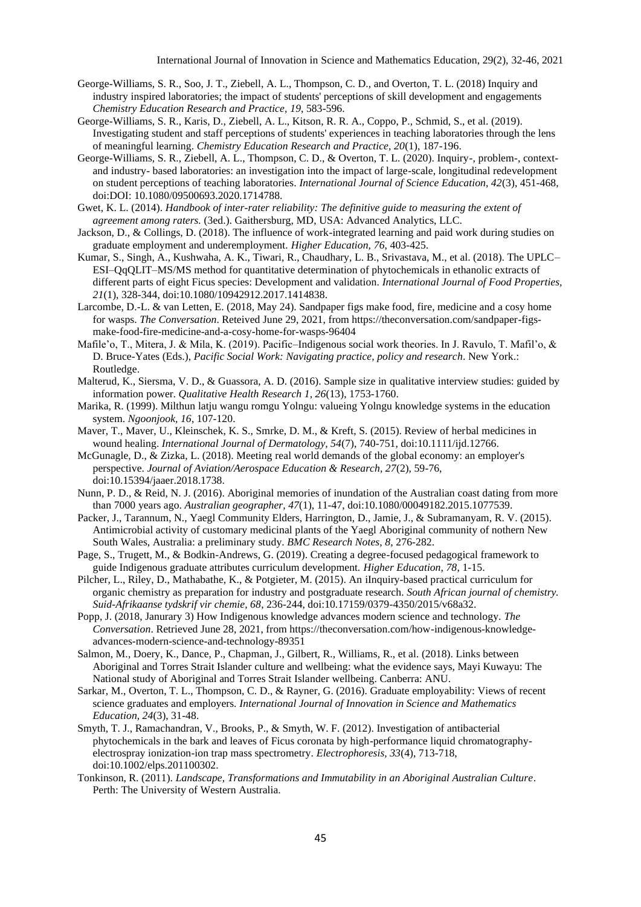George-Williams, S. R., Soo, J. T., Ziebell, A. L., Thompson, C. D., and Overton, T. L. (2018) Inquiry and industry inspired laboratories; the impact of students' perceptions of skill development and engagements *Chemistry Education Research and Practice, 19*, 583-596.

George-Williams, S. R., Karis, D., Ziebell, A. L., Kitson, R. R. A., Coppo, P., Schmid, S., et al. (2019). Investigating student and staff perceptions of students' experiences in teaching laboratories through the lens of meaningful learning. *Chemistry Education Research and Practice, 20*(1), 187-196.

George-Williams, S. R., Ziebell, A. L., Thompson, C. D., & Overton, T. L. (2020). Inquiry-, problem-, context- and industry- based laboratories: an investigation into the impact of large-scale, longitudinal redevelopment on student perceptions of teaching laboratories. *International Journal of Science Education, 42*(3), 451-468, doi:DOI: 10.1080/09500693.2020.1714788.

Gwet, K. L. (2014). *Handbook of inter-rater reliability: The definitive guide to measuring the extent of agreement among raters.* (3ed.). Gaithersburg, MD, USA: Advanced Analytics, LLC.

Jackson, D., & Collings, D. (2018). The influence of work-integrated learning and paid work during studies on graduate employment and underemployment. *Higher Education, 76*, 403-425.

Kumar, S., Singh, A., Kushwaha, A. K., Tiwari, R., Chaudhary, L. B., Srivastava, M., et al. (2018). The UPLC–ESI–QqQLIT–MS/MS method for quantitative determination of phytochemicals in ethanolic extracts of different parts of eight Ficus species: Development and validation. *International Journal of Food Properties, 21*(1), 328-344, doi:10.1080/10942912.2017.1414838.

Larcombe, D.-L. & van Letten, E. (2018, May 24). Sandpaper figs make food, fire, medicine and a cosy home for wasps. *The Conversation*. Reteived June 29, 2021, from https://theconversation.com/sandpaper-figs-make-food-fire-medicine-and-a-cosy-home-for-wasps-96404

Mafile'o, T., Mitera, J. & Mila, K. (2019). Pacific–Indigenous social work theories. In J. Ravulo, T. Mafil'o, & D. Bruce-Yates (Eds.), *Pacific Social Work: Navigating practice, policy and research*. New York.: Routledge.

Malterud, K., Siersma, V. D., & Guassora, A. D. (2016). Sample size in qualitative interview studies: guided by information power. *Qualitative Health Research 1, 26*(13), 1753-1760.

Marika, R. (1999). Milthun latju wangu romgu Yolngu: valueing Yolngu knowledge systems in the education system. *Ngoonjook, 16*, 107-120.

Maver, T., Maver, U., Kleinschek, K. S., Smrke, D. M., & Kreft, S. (2015). Review of herbal medicines in wound healing. *International Journal of Dermatology, 54*(7), 740-751, doi:10.1111/ijd.12766.

McGunagle, D., & Zizka, L. (2018). Meeting real world demands of the global economy: an employer's perspective. *Journal of Aviation/Aerospace Education & Research, 27*(2), 59-76, doi:10.15394/jaaer.2018.1738.

Nunn, P. D., & Reid, N. J. (2016). Aboriginal memories of inundation of the Australian coast dating from more than 7000 years ago. *Australian geographer, 47*(1), 11-47, doi:10.1080/00049182.2015.1077539.

Packer, J., Tarannum, N., Yaegl Community Elders, Harrington, D., Jamie, J., & Subramanyam, R. V. (2015). Antimicrobial activity of customary medicinal plants of the Yaegl Aboriginal community of nothern New South Wales, Australia: a preliminary study. *BMC Research Notes, 8*, 276-282.

Page, S., Trugett, M., & Bodkin-Andrews, G. (2019). Creating a degree-focused pedagogical framework to guide Indigenous graduate attributes curriculum development. *Higher Education, 78*, 1-15.

Pilcher, L., Riley, D., Mathabathe, K., & Potgieter, M. (2015). An iInquiry-based practical curriculum for organic chemistry as preparation for industry and postgraduate research. *South African journal of chemistry. Suid-Afrikaanse tydskrif vir chemie, 68*, 236-244, doi:10.17159/0379-4350/2015/v68a32.

Popp, J. (2018, Janurary 3) How Indigenous knowledge advances modern science and technology. *The Conversation*. Retrieved June 28, 2021, from https://theconversation.com/how-indigenous-knowledge-advances-modern-science-and-technology-89351

Salmon, M., Doery, K., Dance, P., Chapman, J., Gilbert, R., Williams, R., et al. (2018). Links between Aboriginal and Torres Strait Islander culture and wellbeing: what the evidence says, Mayi Kuwayu: The National study of Aboriginal and Torres Strait Islander wellbeing. Canberra: ANU.

Sarkar, M., Overton, T. L., Thompson, C. D., & Rayner, G. (2016). Graduate employability: Views of recent science graduates and employers. *International Journal of Innovation in Science and Mathematics Education, 24*(3), 31-48.

Smyth, T. J., Ramachandran, V., Brooks, P., & Smyth, W. F. (2012). Investigation of antibacterial phytochemicals in the bark and leaves of Ficus coronata by high-performance liquid chromatography-electrospray ionization-ion trap mass spectrometry. *Electrophoresis, 33*(4), 713-718, doi:10.1002/elps.201100302.

Tonkinson, R. (2011). *Landscape, Transformations and Immutability in an Aboriginal Australian Culture*. Perth: The University of Western Australia.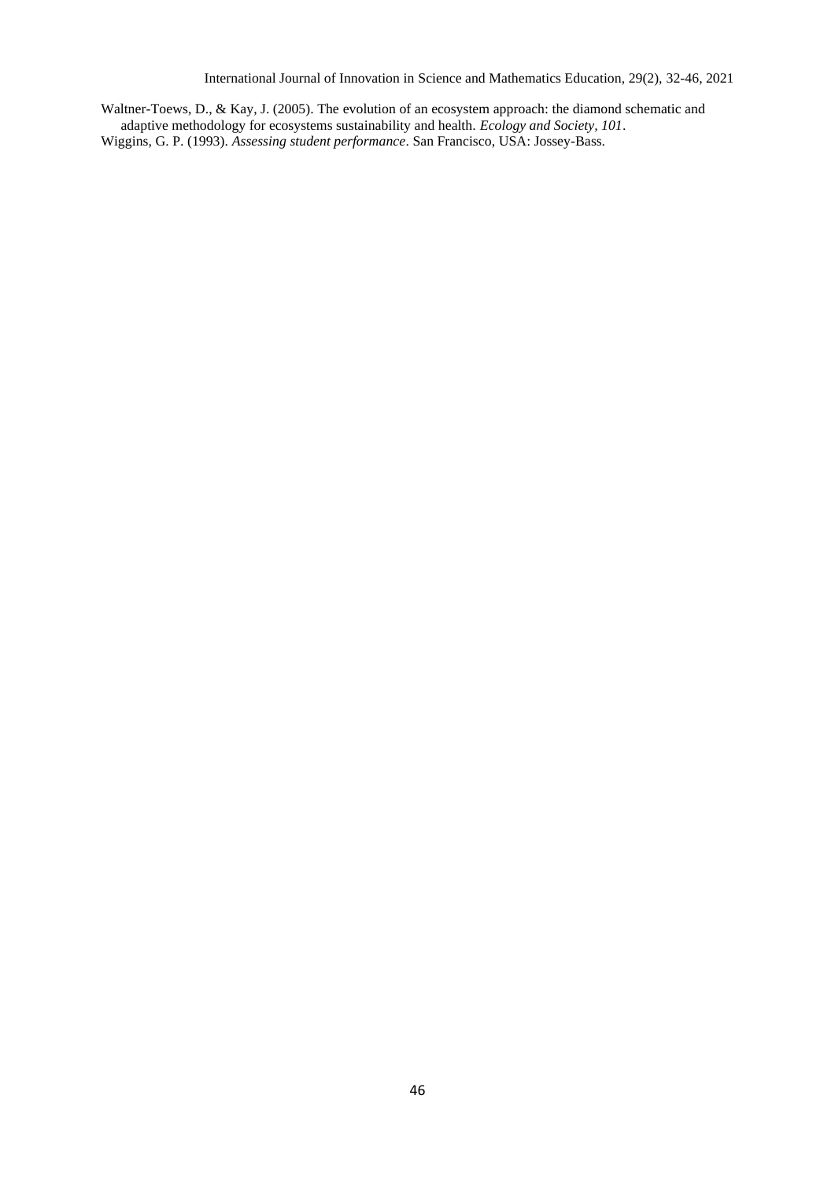Waltner-Toews, D., & Kay, J. (2005). The evolution of an ecosystem approach: the diamond schematic and adaptive methodology for ecosystems sustainability and health. *Ecology and Society, 101*.

Wiggins, G. P. (1993). *Assessing student performance*. San Francisco, USA: Jossey-Bass.